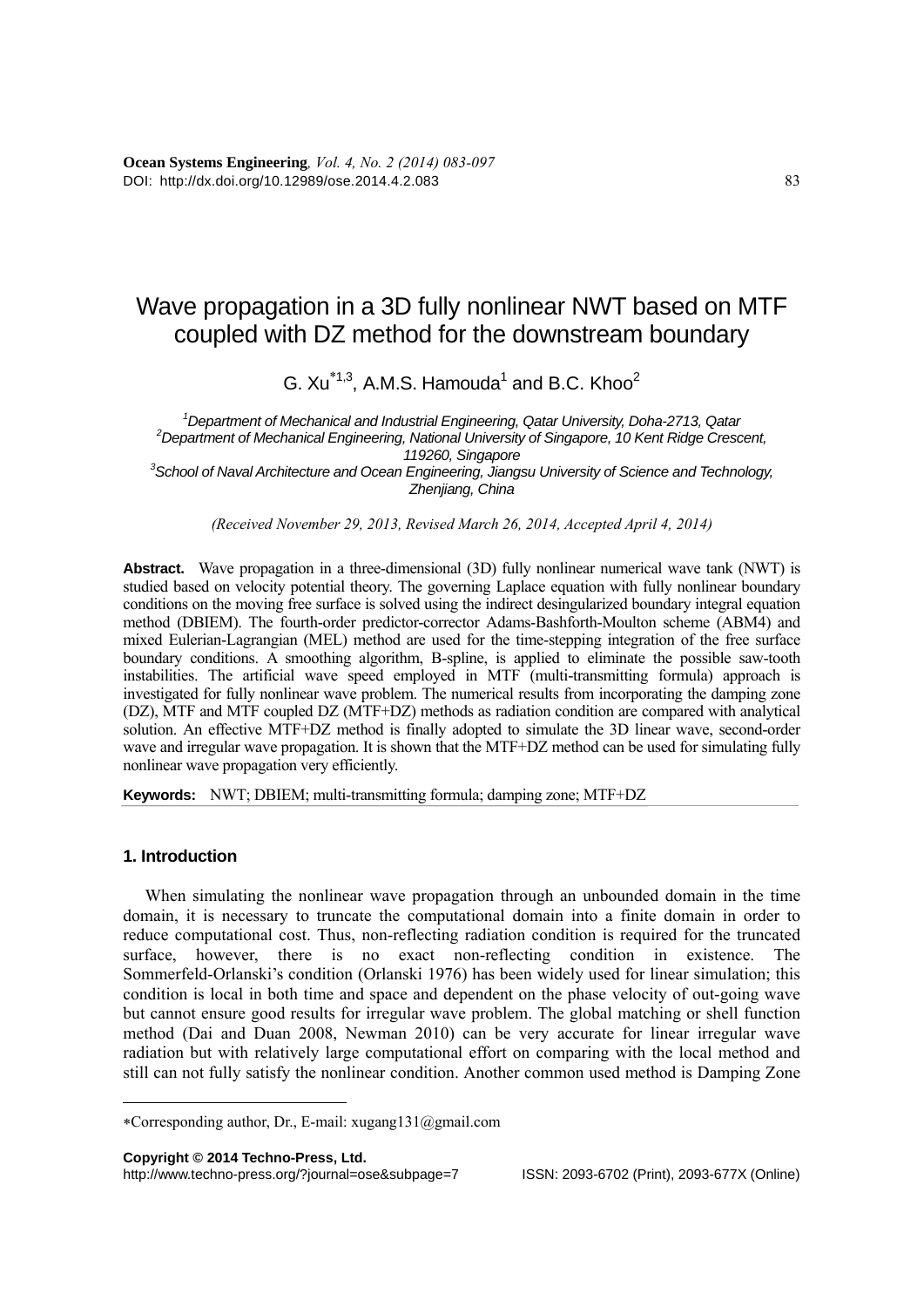# Wave propagation in a 3D fully nonlinear NWT based on MTF coupled with DZ method for the downstream boundary

G. Xu[*1,3], A.M.S. Hamouda[1] and B.C. Khoo[2]

[1]*Department of Mechanical and Industrial Engineering, Qatar University, Doha-2713, Qatar*
[2]*Department of Mechanical Engineering, National University of Singapore, 10 Kent Ridge Crescent, 119260, Singapore*
[3]*School of Naval Architecture and Ocean Engineering, Jiangsu University of Science and Technology, Zhenjiang, China*

*(Received November 29, 2013, Revised March 26, 2014, Accepted April 4, 2014)*

**Abstract.** Wave propagation in a three-dimensional (3D) fully nonlinear numerical wave tank (NWT) is studied based on velocity potential theory. The governing Laplace equation with fully nonlinear boundary conditions on the moving free surface is solved using the indirect desingularized boundary integral equation method (DBIEM). The fourth-order predictor-corrector Adams-Bashforth-Moulton scheme (ABM4) and mixed Eulerian-Lagrangian (MEL) method are used for the time-stepping integration of the free surface boundary conditions. A smoothing algorithm, B-spline, is applied to eliminate the possible saw-tooth instabilities. The artificial wave speed employed in MTF (multi-transmitting formula) approach is investigated for fully nonlinear wave problem. The numerical results from incorporating the damping zone (DZ), MTF and MTF coupled DZ (MTF+DZ) methods as radiation condition are compared with analytical solution. An effective MTF+DZ method is finally adopted to simulate the 3D linear wave, second-order wave and irregular wave propagation. It is shown that the MTF+DZ method can be used for simulating fully nonlinear wave propagation very efficiently.

**Keywords:** NWT; DBIEM; multi-transmitting formula; damping zone; MTF+DZ

## 1. Introduction

When simulating the nonlinear wave propagation through an unbounded domain in the time domain, it is necessary to truncate the computational domain into a finite domain in order to reduce computational cost. Thus, non-reflecting radiation condition is required for the truncated surface, however, there is no exact non-reflecting condition in existence. The Sommerfeld-Orlanski's condition (Orlanski 1976) has been widely used for linear simulation; this condition is local in both time and space and dependent on the phase velocity of out-going wave but cannot ensure good results for irregular wave problem. The global matching or shell function method (Dai and Duan 2008, Newman 2010) can be very accurate for linear irregular wave radiation but with relatively large computational effort on comparing with the local method and still can not fully satisfy the nonlinear condition. Another common used method is Damping Zone

*Corresponding author, Dr., E-mail: xugang131@gmail.com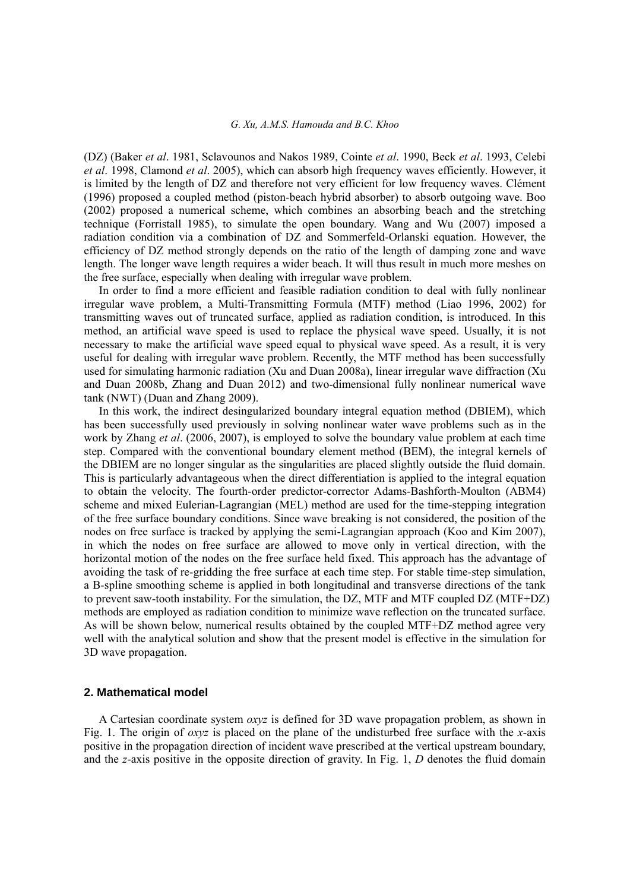(DZ) (Baker *et al*. 1981, Sclavounos and Nakos 1989, Cointe *et al*. 1990, Beck *et al*. 1993, Celebi *et al*. 1998, Clamond *et al*. 2005), which can absorb high frequency waves efficiently. However, it is limited by the length of DZ and therefore not very efficient for low frequency waves. Clément (1996) proposed a coupled method (piston-beach hybrid absorber) to absorb outgoing wave. Boo (2002) proposed a numerical scheme, which combines an absorbing beach and the stretching technique (Forristall 1985), to simulate the open boundary. Wang and Wu (2007) imposed a radiation condition via a combination of DZ and Sommerfeld-Orlanski equation. However, the efficiency of DZ method strongly depends on the ratio of the length of damping zone and wave length. The longer wave length requires a wider beach. It will thus result in much more meshes on the free surface, especially when dealing with irregular wave problem.

In order to find a more efficient and feasible radiation condition to deal with fully nonlinear irregular wave problem, a Multi-Transmitting Formula (MTF) method (Liao 1996, 2002) for transmitting waves out of truncated surface, applied as radiation condition, is introduced. In this method, an artificial wave speed is used to replace the physical wave speed. Usually, it is not necessary to make the artificial wave speed equal to physical wave speed. As a result, it is very useful for dealing with irregular wave problem. Recently, the MTF method has been successfully used for simulating harmonic radiation (Xu and Duan 2008a), linear irregular wave diffraction (Xu and Duan 2008b, Zhang and Duan 2012) and two-dimensional fully nonlinear numerical wave tank (NWT) (Duan and Zhang 2009).

In this work, the indirect desingularized boundary integral equation method (DBIEM), which has been successfully used previously in solving nonlinear water wave problems such as in the work by Zhang *et al*. (2006, 2007), is employed to solve the boundary value problem at each time step. Compared with the conventional boundary element method (BEM), the integral kernels of the DBIEM are no longer singular as the singularities are placed slightly outside the fluid domain. This is particularly advantageous when the direct differentiation is applied to the integral equation to obtain the velocity. The fourth-order predictor-corrector Adams-Bashforth-Moulton (ABM4) scheme and mixed Eulerian-Lagrangian (MEL) method are used for the time-stepping integration of the free surface boundary conditions. Since wave breaking is not considered, the position of the nodes on free surface is tracked by applying the semi-Lagrangian approach (Koo and Kim 2007), in which the nodes on free surface are allowed to move only in vertical direction, with the horizontal motion of the nodes on the free surface held fixed. This approach has the advantage of avoiding the task of re-gridding the free surface at each time step. For stable time-step simulation, a B-spline smoothing scheme is applied in both longitudinal and transverse directions of the tank to prevent saw-tooth instability. For the simulation, the DZ, MTF and MTF coupled DZ (MTF+DZ) methods are employed as radiation condition to minimize wave reflection on the truncated surface. As will be shown below, numerical results obtained by the coupled MTF+DZ method agree very well with the analytical solution and show that the present model is effective in the simulation for 3D wave propagation.

## 2. Mathematical model

A Cartesian coordinate system *oxyz* is defined for 3D wave propagation problem, as shown in Fig. 1. The origin of *oxyz* is placed on the plane of the undisturbed free surface with the *x*-axis positive in the propagation direction of incident wave prescribed at the vertical upstream boundary, and the *z*-axis positive in the opposite direction of gravity. In Fig. 1, *D* denotes the fluid domain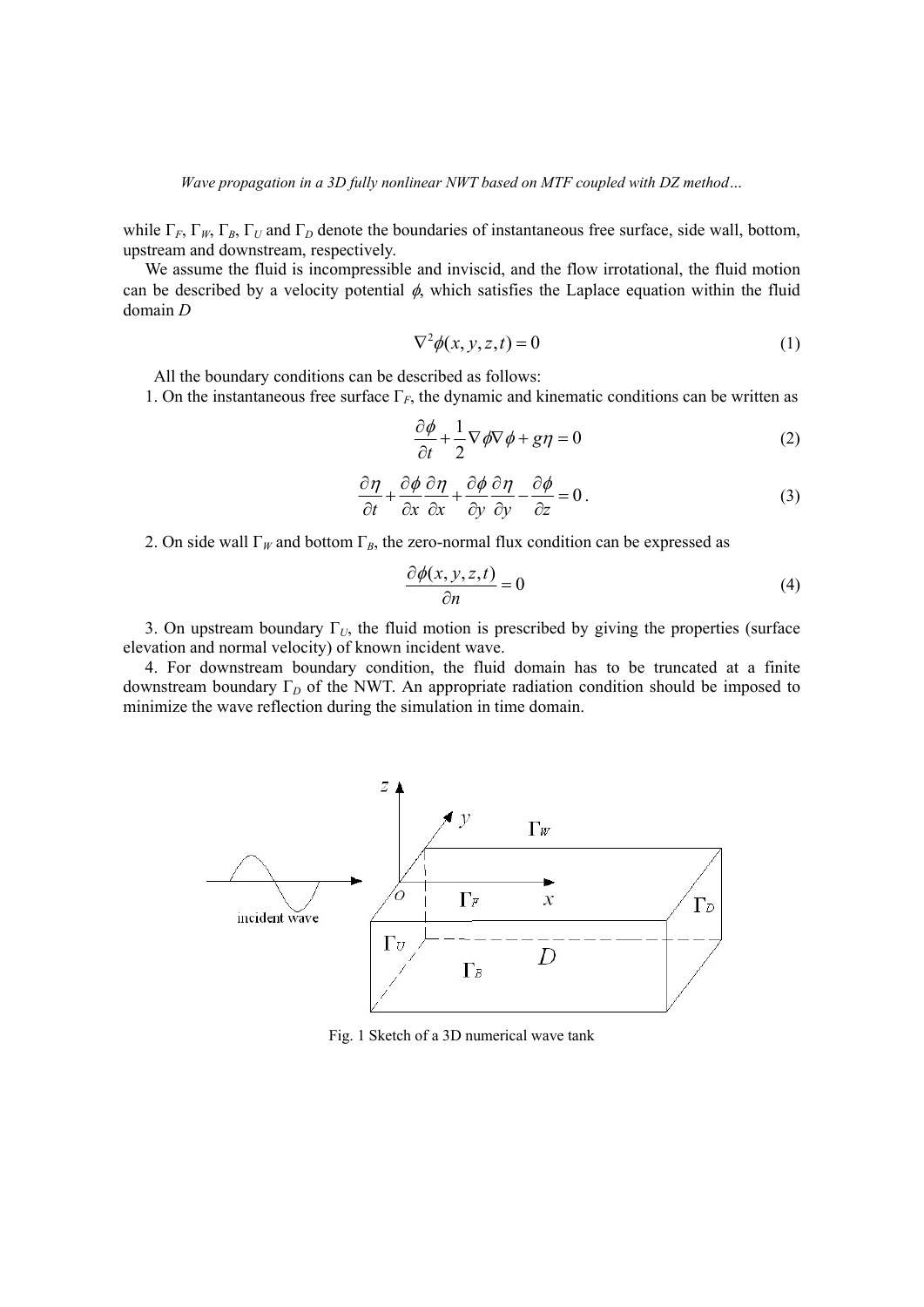while $\Gamma_F$, $\Gamma_W$, $\Gamma_B$, $\Gamma_U$ and $\Gamma_D$ denote the boundaries of instantaneous free surface, side wall, bottom, upstream and downstream, respectively.

We assume the fluid is incompressible and inviscid, and the flow irrotational, the fluid motion can be described by a velocity potential $\phi$, which satisfies the Laplace equation within the fluid domain $D$

$$\nabla^2\phi(x,y,z,t)=0 \tag{1}$$

All the boundary conditions can be described as follows:

1. On the instantaneous free surface $\Gamma_F$, the dynamic and kinematic conditions can be written as

$$\frac{\partial\phi}{\partial t}+\frac{1}{2}\nabla\phi\nabla\phi+g\eta=0 \tag{2}$$

$$\frac{\partial\eta}{\partial t}+\frac{\partial\phi}{\partial x}\frac{\partial\eta}{\partial x}+\frac{\partial\phi}{\partial y}\frac{\partial\eta}{\partial y}-\frac{\partial\phi}{\partial z}=0\,. \tag{3}$$

2. On side wall $\Gamma_W$ and bottom $\Gamma_B$, the zero-normal flux condition can be expressed as

$$\frac{\partial\phi(x,y,z,t)}{\partial n}=0 \tag{4}$$

3. On upstream boundary $\Gamma_U$, the fluid motion is prescribed by giving the properties (surface elevation and normal velocity) of known incident wave.

4. For downstream boundary condition, the fluid domain has to be truncated at a finite downstream boundary $\Gamma_D$ of the NWT. An appropriate radiation condition should be imposed to minimize the wave reflection during the simulation in time domain.

z
y
$\Gamma_W$
O
$\Gamma_F$
x
$\Gamma_D$
incident wave
$\Gamma_U$
$D$
$\Gamma_B$

Fig. 1 Sketch of a 3D numerical wave tank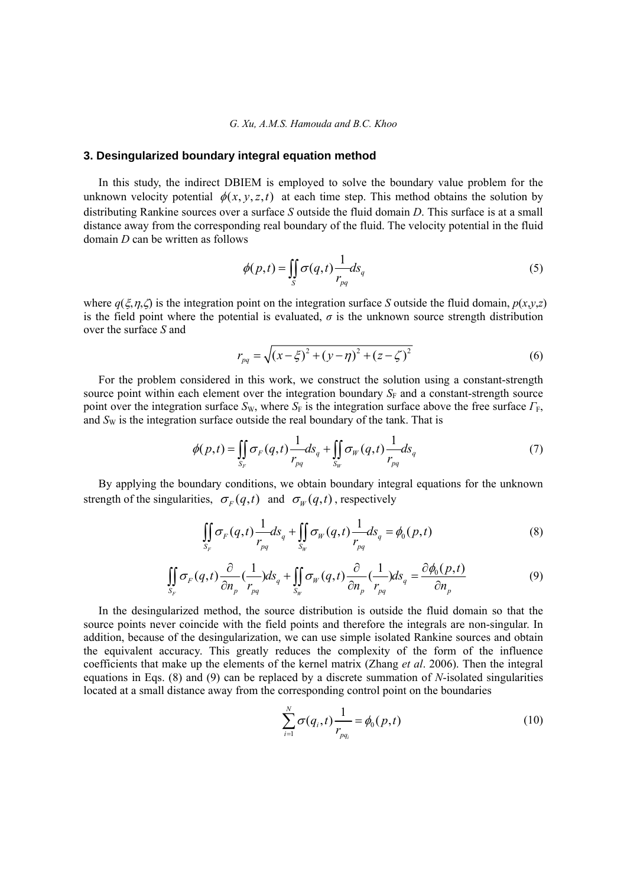## 3. Desingularized boundary integral equation method

In this study, the indirect DBIEM is employed to solve the boundary value problem for the unknown velocity potential $\phi(x, y, z, t)$ at each time step. This method obtains the solution by distributing Rankine sources over a surface *S* outside the fluid domain *D*. This surface is at a small distance away from the corresponding real boundary of the fluid. The velocity potential in the fluid domain *D* can be written as follows

$$\phi(p,t) = \iint_S \sigma(q,t) \frac{1}{r_{pq}} ds_q \tag{5}$$

where $q(\xi,\eta,\zeta)$ is the integration point on the integration surface *S* outside the fluid domain, $p(x,y,z)$ is the field point where the potential is evaluated, $\sigma$ is the unknown source strength distribution over the surface *S* and

$$r_{pq} = \sqrt{(x-\xi)^2 + (y-\eta)^2 + (z-\zeta)^2} \tag{6}$$

For the problem considered in this work, we construct the solution using a constant-strength source point within each element over the integration boundary $S_F$ and a constant-strength source point over the integration surface $S_W$, where $S_F$ is the integration surface above the free surface $\Gamma_F$, and $S_W$ is the integration surface outside the real boundary of the tank. That is

$$\phi(p,t) = \iint_{S_F} \sigma_F(q,t) \frac{1}{r_{pq}} ds_q + \iint_{S_W} \sigma_W(q,t) \frac{1}{r_{pq}} ds_q \tag{7}$$

By applying the boundary conditions, we obtain boundary integral equations for the unknown strength of the singularities, $\sigma_F(q,t)$ and $\sigma_W(q,t)$, respectively

$$\iint_{S_F} \sigma_F(q,t) \frac{1}{r_{pq}} ds_q + \iint_{S_W} \sigma_W(q,t) \frac{1}{r_{pq}} ds_q = \phi_0(p,t) \tag{8}$$

$$\iint_{S_F} \sigma_F(q,t) \frac{\partial}{\partial n_p} (\frac{1}{r_{pq}}) ds_q + \iint_{S_W} \sigma_W(q,t) \frac{\partial}{\partial n_p} (\frac{1}{r_{pq}}) ds_q = \frac{\partial \phi_0(p,t)}{\partial n_p} \tag{9}$$

In the desingularized method, the source distribution is outside the fluid domain so that the source points never coincide with the field points and therefore the integrals are non-singular. In addition, because of the desingularization, we can use simple isolated Rankine sources and obtain the equivalent accuracy. This greatly reduces the complexity of the form of the influence coefficients that make up the elements of the kernel matrix (Zhang *et al*. 2006). Then the integral equations in Eqs. (8) and (9) can be replaced by a discrete summation of *N*-isolated singularities located at a small distance away from the corresponding control point on the boundaries

$$\sum_{i=1}^{N} \sigma(q_i,t) \frac{1}{r_{pq_i}} = \phi_0(p,t) \tag{10}$$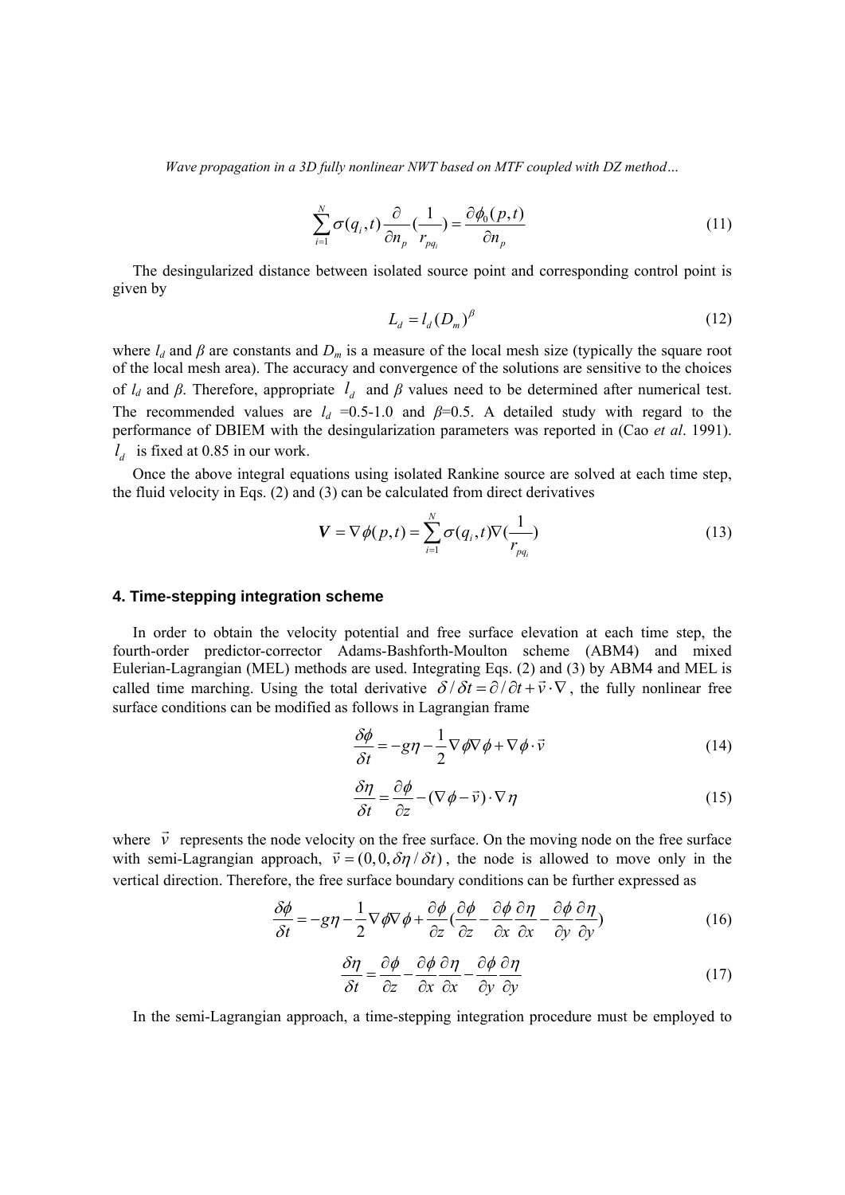$$\sum_{i=1}^{N} \sigma(q_i, t) \frac{\partial}{\partial n_p} \left(\frac{1}{r_{pq_i}}\right) = \frac{\partial \phi_0(p,t)}{\partial n_p} \tag{11}$$

The desingularized distance between isolated source point and corresponding control point is given by

$$L_d = l_d (D_m)^{\beta} \tag{12}$$

where $l_d$ and $\beta$ are constants and $D_m$ is a measure of the local mesh size (typically the square root of the local mesh area). The accuracy and convergence of the solutions are sensitive to the choices of $l_d$ and $\beta$. Therefore, appropriate $l_d$ and $\beta$ values need to be determined after numerical test. The recommended values are $l_d$ =0.5-1.0 and $\beta$=0.5. A detailed study with regard to the performance of DBIEM with the desingularization parameters was reported in (Cao *et al*. 1991). $l_d$ is fixed at 0.85 in our work.

Once the above integral equations using isolated Rankine source are solved at each time step, the fluid velocity in Eqs. (2) and (3) can be calculated from direct derivatives

$$\boldsymbol{V} = \nabla \phi(p,t) = \sum_{i=1}^{N} \sigma(q_i, t) \nabla \left(\frac{1}{r_{pq_i}}\right) \tag{13}$$

## 4. Time-stepping integration scheme

In order to obtain the velocity potential and free surface elevation at each time step, the fourth-order predictor-corrector Adams-Bashforth-Moulton scheme (ABM4) and mixed Eulerian-Lagrangian (MEL) methods are used. Integrating Eqs. (2) and (3) by ABM4 and MEL is called time marching. Using the total derivative $\delta / \delta t = \partial / \partial t + \vec{v} \cdot \nabla$, the fully nonlinear free surface conditions can be modified as follows in Lagrangian frame

$$\frac{\delta \phi}{\delta t} = -g\eta - \frac{1}{2} \nabla \phi \nabla \phi + \nabla \phi \cdot \vec{v} \tag{14}$$

$$\frac{\delta \eta}{\delta t} = \frac{\partial \phi}{\partial z} - (\nabla \phi - \vec{v}) \cdot \nabla \eta \tag{15}$$

where $\vec{v}$ represents the node velocity on the free surface. On the moving node on the free surface with semi-Lagrangian approach, $\vec{v} = (0, 0, \delta\eta / \delta t)$, the node is allowed to move only in the vertical direction. Therefore, the free surface boundary conditions can be further expressed as

$$\frac{\delta \phi}{\delta t} = -g\eta - \frac{1}{2} \nabla \phi \nabla \phi + \frac{\partial \phi}{\partial z} \left( \frac{\partial \phi}{\partial z} - \frac{\partial \phi}{\partial x} \frac{\partial \eta}{\partial x} - \frac{\partial \phi}{\partial y} \frac{\partial \eta}{\partial y} \right) \tag{16}$$

$$\frac{\delta \eta}{\delta t} = \frac{\partial \phi}{\partial z} - \frac{\partial \phi}{\partial x} \frac{\partial \eta}{\partial x} - \frac{\partial \phi}{\partial y} \frac{\partial \eta}{\partial y} \tag{17}$$

In the semi-Lagrangian approach, a time-stepping integration procedure must be employed to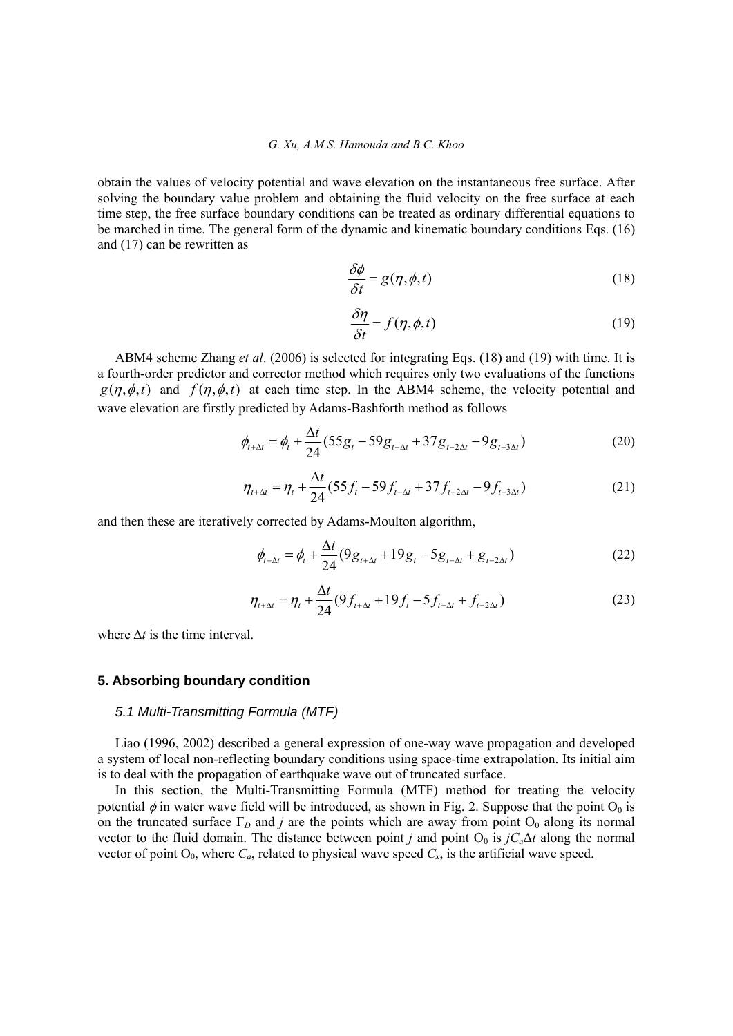obtain the values of velocity potential and wave elevation on the instantaneous free surface. After solving the boundary value problem and obtaining the fluid velocity on the free surface at each time step, the free surface boundary conditions can be treated as ordinary differential equations to be marched in time. The general form of the dynamic and kinematic boundary conditions Eqs. (16) and (17) can be rewritten as

$$\frac{\delta \phi}{\delta t} = g(\eta, \phi, t) \tag{18}$$

$$\frac{\delta \eta}{\delta t} = f(\eta, \phi, t) \tag{19}$$

ABM4 scheme Zhang *et al*. (2006) is selected for integrating Eqs. (18) and (19) with time. It is a fourth-order predictor and corrector method which requires only two evaluations of the functions $g(\eta, \phi, t)$ and $f(\eta, \phi, t)$ at each time step. In the ABM4 scheme, the velocity potential and wave elevation are firstly predicted by Adams-Bashforth method as follows

$$\phi_{t+\Delta t} = \phi_t + \frac{\Delta t}{24}(55 g_t - 59 g_{t-\Delta t} + 37 g_{t-2\Delta t} - 9 g_{t-3\Delta t}) \tag{20}$$

$$\eta_{t+\Delta t} = \eta_t + \frac{\Delta t}{24}(55 f_t - 59 f_{t-\Delta t} + 37 f_{t-2\Delta t} - 9 f_{t-3\Delta t}) \tag{21}$$

and then these are iteratively corrected by Adams-Moulton algorithm,

$$\phi_{t+\Delta t} = \phi_t + \frac{\Delta t}{24}(9 g_{t+\Delta t} + 19 g_t - 5 g_{t-\Delta t} + g_{t-2\Delta t}) \tag{22}$$

$$\eta_{t+\Delta t} = \eta_t + \frac{\Delta t}{24}(9 f_{t+\Delta t} + 19 f_t - 5 f_{t-\Delta t} + f_{t-2\Delta t}) \tag{23}$$

where $\Delta t$ is the time interval.

## 5. Absorbing boundary condition

### *5.1 Multi-Transmitting Formula (MTF)*

Liao (1996, 2002) described a general expression of one-way wave propagation and developed a system of local non-reflecting boundary conditions using space-time extrapolation. Its initial aim is to deal with the propagation of earthquake wave out of truncated surface.

In this section, the Multi-Transmitting Formula (MTF) method for treating the velocity potential $\phi$ in water wave field will be introduced, as shown in Fig. 2. Suppose that the point $O_0$ is on the truncated surface $\Gamma_D$ and $j$ are the points which are away from point $O_0$ along its normal vector to the fluid domain. The distance between point $j$ and point $O_0$ is $jC_a\Delta t$ along the normal vector of point $O_0$, where $C_a$, related to physical wave speed $C_x$, is the artificial wave speed.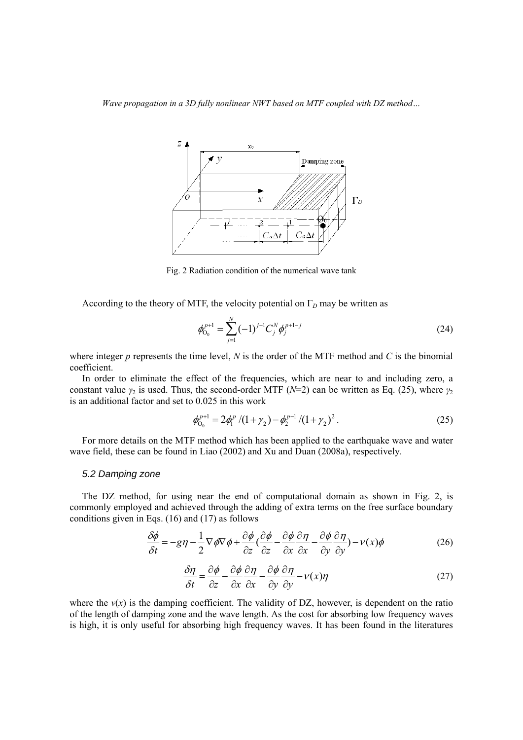z

$x_0$

y

Damping zone

o

x

$\Gamma_D$

$O_0$

i

2

1

$C_a\Delta t$

$C_a\Delta t$

Fig. 2 Radiation condition of the numerical wave tank

According to the theory of MTF, the velocity potential on $\Gamma_D$ may be written as

$$\phi_{O_0}^{p+1} = \sum_{j=1}^{N} (-1)^{j+1} C_j^N \phi_j^{p+1-j} \tag{24}$$

where integer $p$ represents the time level, $N$ is the order of the MTF method and $C$ is the binomial coefficient.

In order to eliminate the effect of the frequencies, which are near to and including zero, a constant value $\gamma_2$ is used. Thus, the second-order MTF ($N$=2) can be written as Eq. (25), where $\gamma_2$ is an additional factor and set to 0.025 in this work

$$\phi_{O_0}^{p+1} = 2\phi_1^p / (1+\gamma_2) - \phi_2^{p-1} / (1+\gamma_2)^2 . \tag{25}$$

For more details on the MTF method which has been applied to the earthquake wave and water wave field, these can be found in Liao (2002) and Xu and Duan (2008a), respectively.

### *5.2 Damping zone*

The DZ method, for using near the end of computational domain as shown in Fig. 2, is commonly employed and achieved through the adding of extra terms on the free surface boundary conditions given in Eqs. (16) and (17) as follows

$$\frac{\delta\phi}{\delta t} = -g\eta - \frac{1}{2}\nabla\phi\nabla\phi + \frac{\partial\phi}{\partial z}\left(\frac{\partial\phi}{\partial z} - \frac{\partial\phi}{\partial x}\frac{\partial\eta}{\partial x} - \frac{\partial\phi}{\partial y}\frac{\partial\eta}{\partial y}\right) - \nu(x)\phi \tag{26}$$

$$\frac{\delta\eta}{\delta t} = \frac{\partial\phi}{\partial z} - \frac{\partial\phi}{\partial x}\frac{\partial\eta}{\partial x} - \frac{\partial\phi}{\partial y}\frac{\partial\eta}{\partial y} - \nu(x)\eta \tag{27}$$

where the $\nu(x)$ is the damping coefficient. The validity of DZ, however, is dependent on the ratio of the length of damping zone and the wave length. As the cost for absorbing low frequency waves is high, it is only useful for absorbing high frequency waves. It has been found in the literatures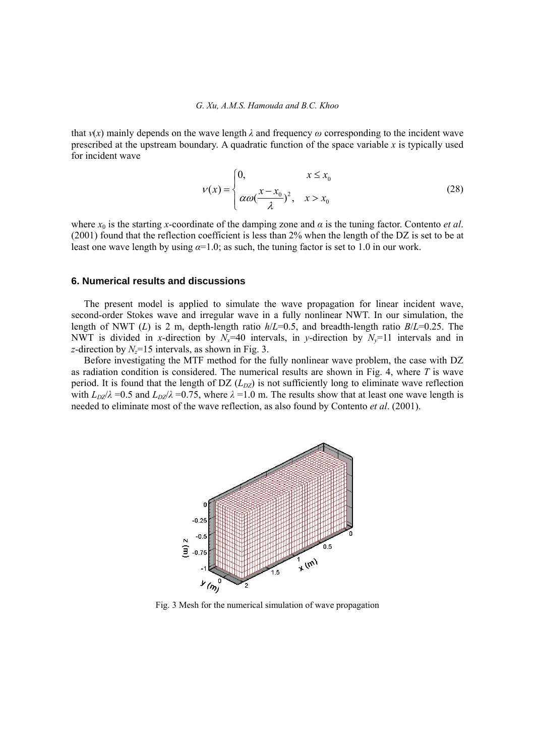that $\nu(x)$ mainly depends on the wave length $\lambda$ and frequency $\omega$ corresponding to the incident wave prescribed at the upstream boundary. A quadratic function of the space variable $x$ is typically used for incident wave

$$\nu(x) = \begin{cases} 0, & x \le x_0 \\ \alpha\omega\left(\dfrac{x - x_0}{\lambda}\right)^2, & x > x_0 \end{cases} \tag{28}$$

where $x_0$ is the starting $x$-coordinate of the damping zone and $\alpha$ is the tuning factor. Contento *et al*. (2001) found that the reflection coefficient is less than 2% when the length of the DZ is set to be at least one wave length by using $\alpha$=1.0; as such, the tuning factor is set to 1.0 in our work.

## 6. Numerical results and discussions

The present model is applied to simulate the wave propagation for linear incident wave, second-order Stokes wave and irregular wave in a fully nonlinear NWT. In our simulation, the length of NWT ($L$) is 2 m, depth-length ratio $h/L$=0.5, and breadth-length ratio $B/L$=0.25. The NWT is divided in $x$-direction by $N_x$=40 intervals, in $y$-direction by $N_y$=11 intervals and in $z$-direction by $N_z$=15 intervals, as shown in Fig. 3.

Before investigating the MTF method for the fully nonlinear wave problem, the case with DZ as radiation condition is considered. The numerical results are shown in Fig. 4, where $T$ is wave period. It is found that the length of DZ ($L_{DZ}$) is not sufficiently long to eliminate wave reflection with $L_{DZ}/\lambda$ =0.5 and $L_{DZ}/\lambda$ =0.75, where $\lambda$ =1.0 m. The results show that at least one wave length is needed to eliminate most of the wave reflection, as also found by Contento *et al*. (2001).

z (m)
0
-0.25
-0.5
-0.75
-1
y (m)
0
2
x (m)
0
0.5
1
1.5

Fig. 3 Mesh for the numerical simulation of wave propagation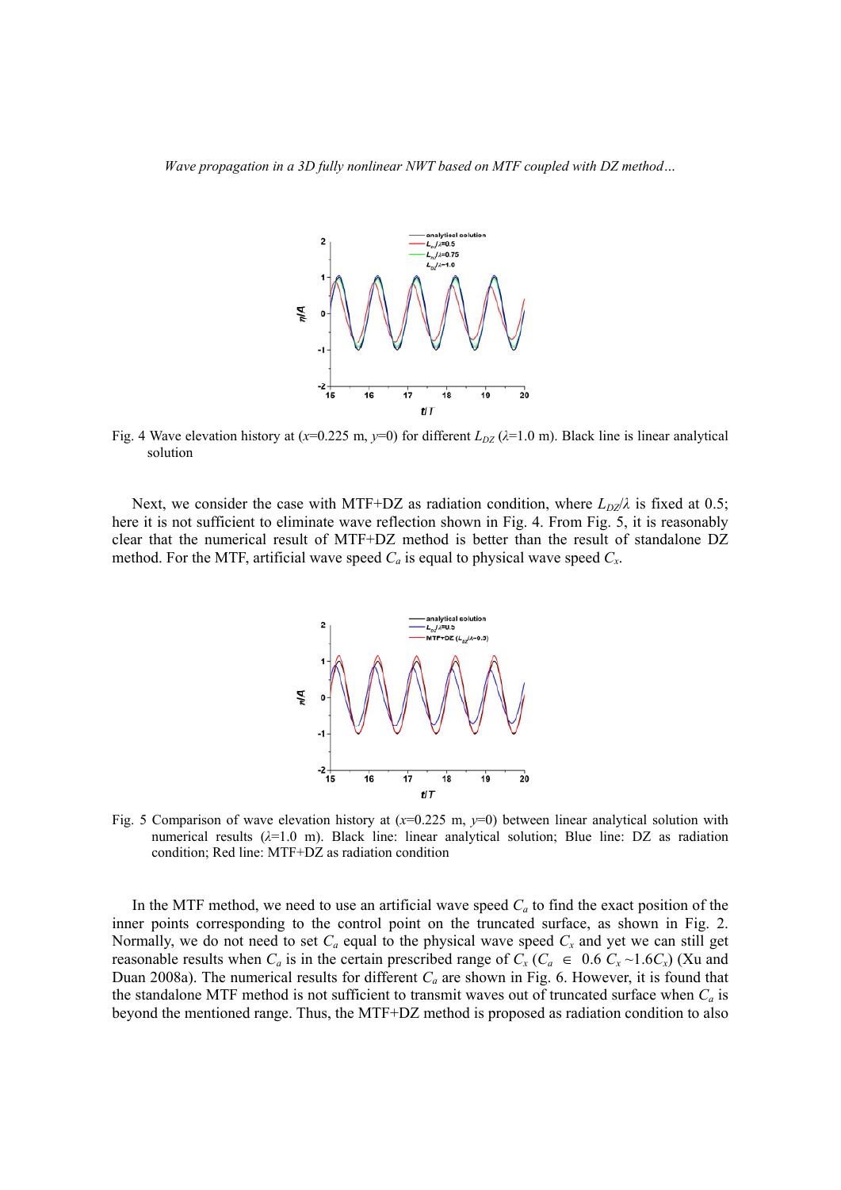analytical solution
$L_{DZ}/\lambda$=0.5
$L_{DZ}/\lambda$=0.75
$L_{DZ}/\lambda$=1.0

2
1
0
-1
-2

$\eta/A$

15 16 17 18 19 20

$t/T$

Fig. 4 Wave elevation history at ($x$=0.225 m, $y$=0) for different $L_{DZ}$ ($\lambda$=1.0 m). Black line is linear analytical solution

Next, we consider the case with MTF+DZ as radiation condition, where $L_{DZ}/\lambda$ is fixed at 0.5; here it is not sufficient to eliminate wave reflection shown in Fig. 4. From Fig. 5, it is reasonably clear that the numerical result of MTF+DZ method is better than the result of standalone DZ method. For the MTF, artificial wave speed $C_a$ is equal to physical wave speed $C_x$.

analytical solution
$L_{DZ}/\lambda$=0.5
MTF+DZ ($L_{DZ}/\lambda$=0.5)

2
1
0
-1
-2

$\eta/A$

15 16 17 18 19 20

$t/T$

Fig. 5 Comparison of wave elevation history at ($x$=0.225 m, $y$=0) between linear analytical solution with numerical results ($\lambda$=1.0 m). Black line: linear analytical solution; Blue line: DZ as radiation condition; Red line: MTF+DZ as radiation condition

In the MTF method, we need to use an artificial wave speed $C_a$ to find the exact position of the inner points corresponding to the control point on the truncated surface, as shown in Fig. 2. Normally, we do not need to set $C_a$ equal to the physical wave speed $C_x$ and yet we can still get reasonable results when $C_a$ is in the certain prescribed range of $C_x$ ($C_a \in 0.6\,C_x \sim 1.6C_x$) (Xu and Duan 2008a). The numerical results for different $C_a$ are shown in Fig. 6. However, it is found that the standalone MTF method is not sufficient to transmit waves out of truncated surface when $C_a$ is beyond the mentioned range. Thus, the MTF+DZ method is proposed as radiation condition to also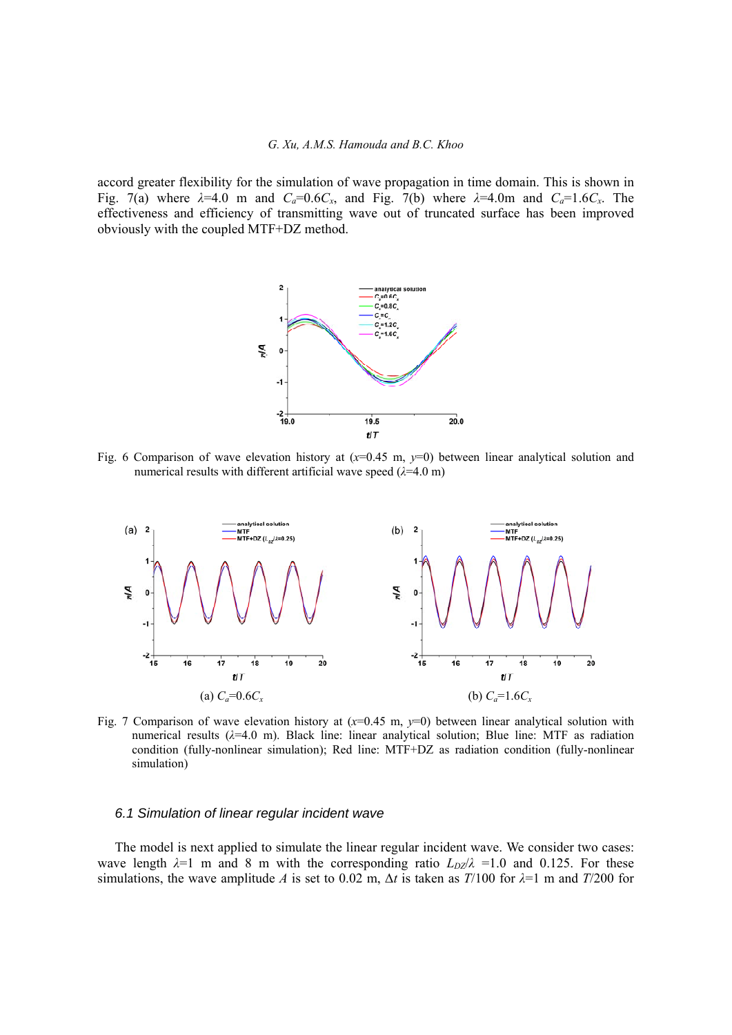accord greater flexibility for the simulation of wave propagation in time domain. This is shown in Fig. 7(a) where $\lambda$=4.0 m and $C_a$=0.6$C_x$, and Fig. 7(b) where $\lambda$=4.0m and $C_a$=1.6$C_x$. The effectiveness and efficiency of transmitting wave out of truncated surface has been improved obviously with the coupled MTF+DZ method.

analytical solution
$C_a$=0.6$C_x$
$C_a$=0.8$C_x$
$C_a$=$C_x$
$C_a$=1.2$C_x$
$C_a$=1.6$C_x$
2
1
0
-1
-2
$\eta/A$
19.0
19.5
20.0
$t/T$

Fig. 6 Comparison of wave elevation history at ($x$=0.45 m, $y$=0) between linear analytical solution and numerical results with different artificial wave speed ($\lambda$=4.0 m)

(a)
analytical solution
MTF
MTF+DZ ($L_{DZ}/\lambda$=0.25)
2
1
0
-1
-2
$\eta/A$
15
16
17
18
19
20
$t/T$

(a) $C_a$=0.6$C_x$

(b)
analytical solution
MTF
MTF+DZ ($L_{DZ}/\lambda$=0.25)
2
1
0
-1
-2
$\eta/A$
15
16
17
18
19
20
$t/T$

(b) $C_a$=1.6$C_x$

Fig. 7 Comparison of wave elevation history at ($x$=0.45 m, $y$=0) between linear analytical solution with numerical results ($\lambda$=4.0 m). Black line: linear analytical solution; Blue line: MTF as radiation condition (fully-nonlinear simulation); Red line: MTF+DZ as radiation condition (fully-nonlinear simulation)

### *6.1 Simulation of linear regular incident wave*

The model is next applied to simulate the linear regular incident wave. We consider two cases: wave length $\lambda$=1 m and 8 m with the corresponding ratio $L_{DZ}/\lambda$ =1.0 and 0.125. For these simulations, the wave amplitude $A$ is set to 0.02 m, $\Delta t$ is taken as $T$/100 for $\lambda$=1 m and $T$/200 for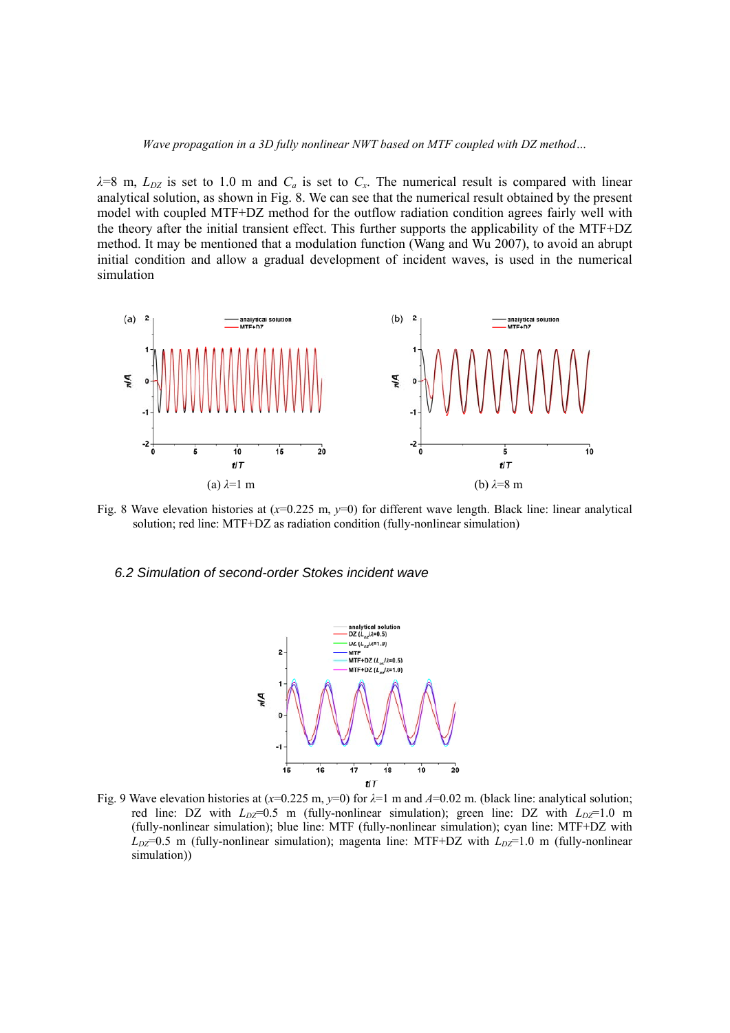$\lambda$=8 m, $L_{DZ}$ is set to 1.0 m and $C_a$ is set to $C_x$. The numerical result is compared with linear analytical solution, as shown in Fig. 8. We can see that the numerical result obtained by the present model with coupled MTF+DZ method for the outflow radiation condition agrees fairly well with the theory after the initial transient effect. This further supports the applicability of the MTF+DZ method. It may be mentioned that a modulation function (Wang and Wu 2007), to avoid an abrupt initial condition and allow a gradual development of incident waves, is used in the numerical simulation

(a)
analytical solution
MTF+DZ
η/A
t/T

(b)
analytical solution
MTF+DZ
η/A
t/T

(a) $\lambda$=1 m

(b) $\lambda$=8 m

Fig. 8 Wave elevation histories at ($x$=0.225 m, $y$=0) for different wave length. Black line: linear analytical solution; red line: MTF+DZ as radiation condition (fully-nonlinear simulation)

### 6.2 Simulation of second-order Stokes incident wave

analytical solution
DZ ($L_{DZ}/\lambda$=0.5)
DZ ($L_{DZ}/\lambda$=1.0)
MTF
MTF+DZ ($L_{DZ}/\lambda$=0.5)
MTF+DZ ($L_{DZ}/\lambda$=1.0)
η/A
t/T

Fig. 9 Wave elevation histories at ($x$=0.225 m, $y$=0) for $\lambda$=1 m and $A$=0.02 m. (black line: analytical solution; red line: DZ with $L_{DZ}$=0.5 m (fully-nonlinear simulation); green line: DZ with $L_{DZ}$=1.0 m (fully-nonlinear simulation); blue line: MTF (fully-nonlinear simulation); cyan line: MTF+DZ with $L_{DZ}$=0.5 m (fully-nonlinear simulation); magenta line: MTF+DZ with $L_{DZ}$=1.0 m (fully-nonlinear simulation))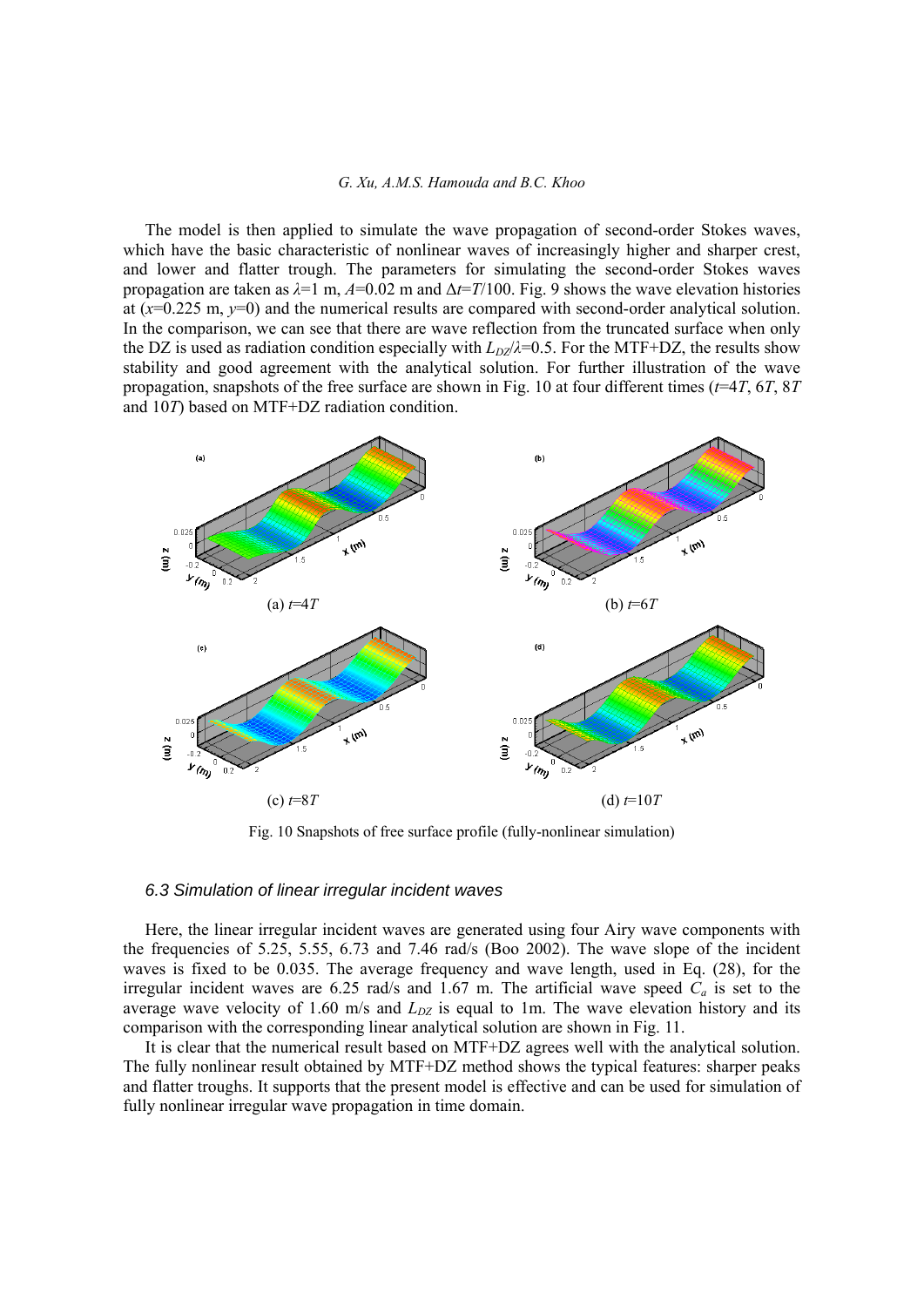The model is then applied to simulate the wave propagation of second-order Stokes waves, which have the basic characteristic of nonlinear waves of increasingly higher and sharper crest, and lower and flatter trough. The parameters for simulating the second-order Stokes waves propagation are taken as $\lambda$=1 m, $A$=0.02 m and $\Delta t$=$T$/100. Fig. 9 shows the wave elevation histories at ($x$=0.225 m, $y$=0) and the numerical results are compared with second-order analytical solution. In the comparison, we can see that there are wave reflection from the truncated surface when only the DZ is used as radiation condition especially with $L_{DZ}/\lambda$=0.5. For the MTF+DZ, the results show stability and good agreement with the analytical solution. For further illustration of the wave propagation, snapshots of the free surface are shown in Fig. 10 at four different times ($t$=4$T$, 6$T$, 8$T$ and 10$T$) based on MTF+DZ radiation condition.

(a)
0.025
0
-0.2
z (m)
y (m)
0
0.2
2
1.5
1
x (m)
0.5
0

(a) $t$=4$T$

(b)
0.025
0
-0.2
z (m)
y (m)
0
0.2
2
1.5
1
x (m)
0.5
0

(b) $t$=6$T$

(c)
0.025
0
-0.2
z (m)
y (m)
0
0.2
2
1.5
1
x (m)
0.5
0

(c) $t$=8$T$

(d)
0.025
0
-0.2
z (m)
y (m)
0
0.2
2
1.5
1
x (m)
0.5
0

(d) $t$=10$T$

Fig. 10 Snapshots of free surface profile (fully-nonlinear simulation)

### *6.3 Simulation of linear irregular incident waves*

Here, the linear irregular incident waves are generated using four Airy wave components with the frequencies of 5.25, 5.55, 6.73 and 7.46 rad/s (Boo 2002). The wave slope of the incident waves is fixed to be 0.035. The average frequency and wave length, used in Eq. (28), for the irregular incident waves are 6.25 rad/s and 1.67 m. The artificial wave speed $C_a$ is set to the average wave velocity of 1.60 m/s and $L_{DZ}$ is equal to 1m. The wave elevation history and its comparison with the corresponding linear analytical solution are shown in Fig. 11.

It is clear that the numerical result based on MTF+DZ agrees well with the analytical solution. The fully nonlinear result obtained by MTF+DZ method shows the typical features: sharper peaks and flatter troughs. It supports that the present model is effective and can be used for simulation of fully nonlinear irregular wave propagation in time domain.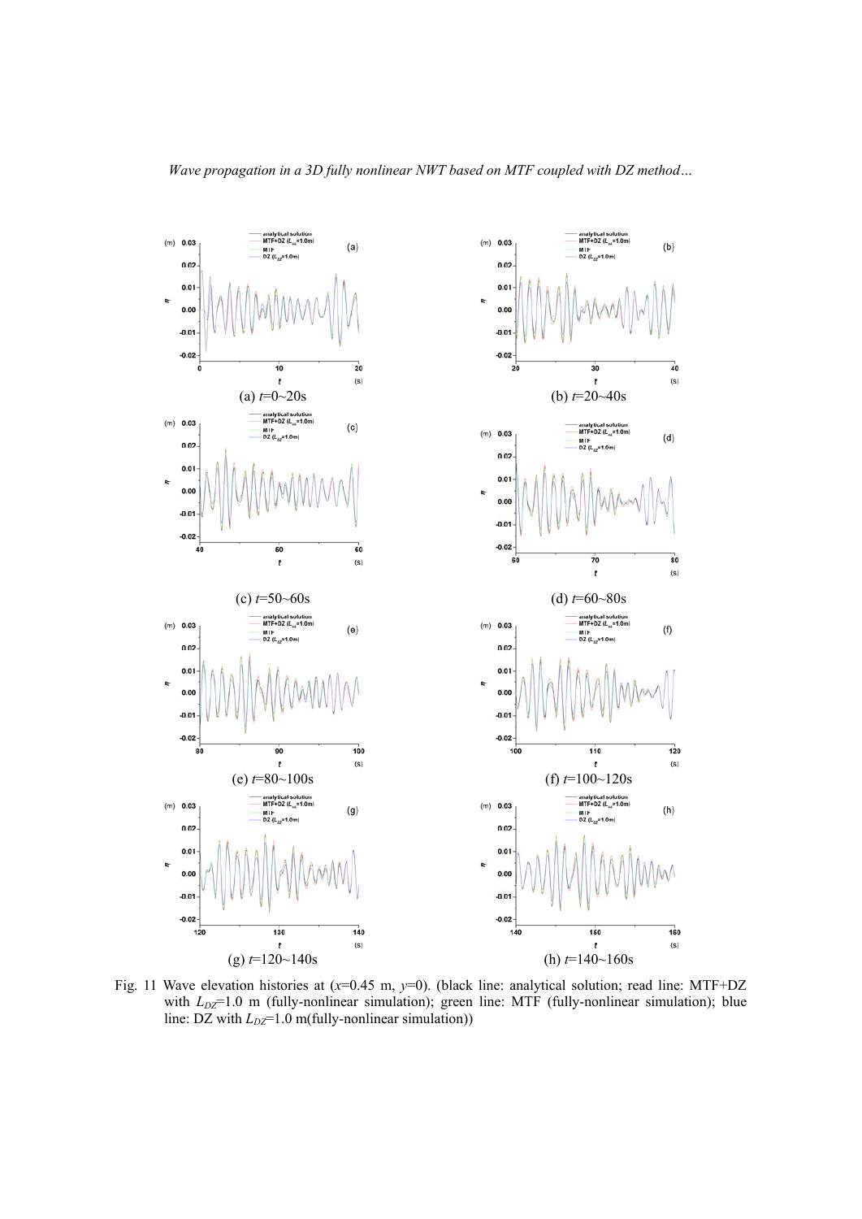(m) 0.03
0.02
0.01
$\eta$
0.00
-0.01
-0.02
0
10
20
$t$
(s)
analytical solution
MTF+DZ ($L_{DZ}$=1.0m)
MTF
DZ ($L_{DZ}$=1.0m)
(a)

(a) $t$=0~20s

(m) 0.03
0.02
0.01
$\eta$
0.00
-0.01
-0.02
20
30
40
$t$
(s)
analytical solution
MTF+DZ ($L_{DZ}$=1.0m)
MTF
DZ ($L_{DZ}$=1.0m)
(b)

(b) $t$=20~40s

(m) 0.03
0.02
0.01
$\eta$
0.00
-0.01
-0.02
40
50
60
$t$
(s)
analytical solution
MTF+DZ ($L_{DZ}$=1.0m)
MTF
DZ ($L_{DZ}$=1.0m)
(c)

(c) $t$=50~60s

(m) 0.03
0.02
0.01
$\eta$
0.00
-0.01
-0.02
60
70
80
$t$
(s)
analytical solution
MTF+DZ ($L_{DZ}$=1.0m)
MTF
DZ ($L_{DZ}$=1.0m)
(d)

(d) $t$=60~80s

(m) 0.03
0.02
0.01
$\eta$
0.00
-0.01
-0.02
80
90
100
$t$
(s)
analytical solution
MTF+DZ ($L_{DZ}$=1.0m)
MTF
DZ ($L_{DZ}$=1.0m)
(e)

(e) $t$=80~100s

(m) 0.03
0.02
0.01
$\eta$
0.00
-0.01
-0.02
100
110
120
$t$
(s)
analytical solution
MTF+DZ ($L_{DZ}$=1.0m)
MTF
DZ ($L_{DZ}$=1.0m)
(f)

(f) $t$=100~120s

(m) 0.03
0.02
0.01
$\eta$
0.00
-0.01
-0.02
120
130
140
$t$
(s)
analytical solution
MTF+DZ ($L_{DZ}$=1.0m)
MTF
DZ ($L_{DZ}$=1.0m)
(g)

(g) $t$=120~140s

(m) 0.03
0.02
0.01
$\eta$
0.00
-0.01
-0.02
140
150
160
$t$
(s)
analytical solution
MTF+DZ ($L_{DZ}$=1.0m)
MTF
DZ ($L_{DZ}$=1.0m)
(h)

(h) $t$=140~160s

Fig. 11 Wave elevation histories at ($x$=0.45 m, $y$=0). (black line: analytical solution; read line: MTF+DZ with $L_{DZ}$=1.0 m (fully-nonlinear simulation); green line: MTF (fully-nonlinear simulation); blue line: DZ with $L_{DZ}$=1.0 m(fully-nonlinear simulation))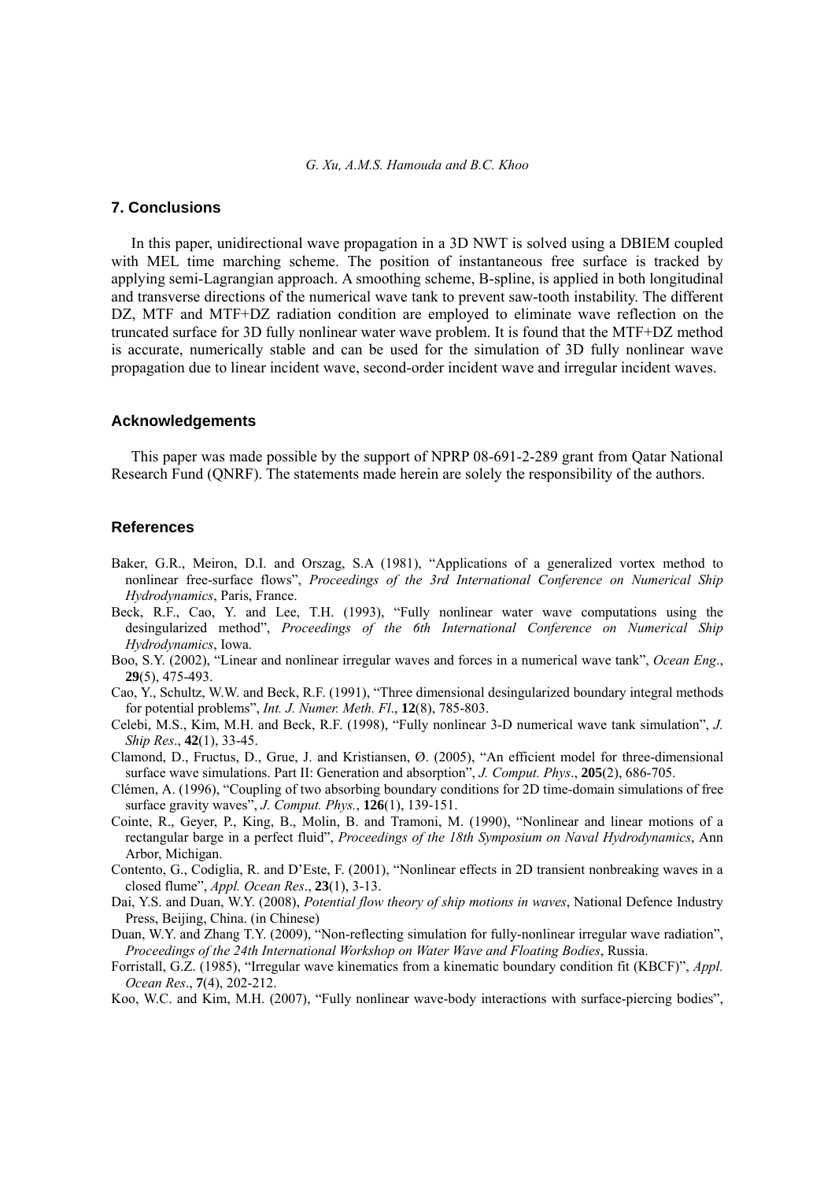## 7. Conclusions

In this paper, unidirectional wave propagation in a 3D NWT is solved using a DBIEM coupled with MEL time marching scheme. The position of instantaneous free surface is tracked by applying semi-Lagrangian approach. A smoothing scheme, B-spline, is applied in both longitudinal and transverse directions of the numerical wave tank to prevent saw-tooth instability. The different DZ, MTF and MTF+DZ radiation condition are employed to eliminate wave reflection on the truncated surface for 3D fully nonlinear water wave problem. It is found that the MTF+DZ method is accurate, numerically stable and can be used for the simulation of 3D fully nonlinear wave propagation due to linear incident wave, second-order incident wave and irregular incident waves.

## Acknowledgements

This paper was made possible by the support of NPRP 08-691-2-289 grant from Qatar National Research Fund (QNRF). The statements made herein are solely the responsibility of the authors.

## References

Baker, G.R., Meiron, D.I. and Orszag, S.A (1981), "Applications of a generalized vortex method to nonlinear free-surface flows", *Proceedings of the 3rd International Conference on Numerical Ship Hydrodynamics*, Paris, France.

Beck, R.F., Cao, Y. and Lee, T.H. (1993), "Fully nonlinear water wave computations using the desingularized method", *Proceedings of the 6th International Conference on Numerical Ship Hydrodynamics*, Iowa.

Boo, S.Y. (2002), "Linear and nonlinear irregular waves and forces in a numerical wave tank", *Ocean Eng*., **29**(5), 475-493.

Cao, Y., Schultz, W.W. and Beck, R.F. (1991), "Three dimensional desingularized boundary integral methods for potential problems", *Int. J. Numer. Meth. Fl*., **12**(8), 785-803.

Celebi, M.S., Kim, M.H. and Beck, R.F. (1998), "Fully nonlinear 3-D numerical wave tank simulation", *J. Ship Res*., **42**(1), 33-45.

Clamond, D., Fructus, D., Grue, J. and Kristiansen, Ø. (2005), "An efficient model for three-dimensional surface wave simulations. Part II: Generation and absorption", *J. Comput. Phys*., **205**(2), 686-705.

Clémen, A. (1996), "Coupling of two absorbing boundary conditions for 2D time-domain simulations of free surface gravity waves", *J. Comput. Phys.*, **126**(1), 139-151.

Cointe, R., Geyer, P., King, B., Molin, B. and Tramoni, M. (1990), "Nonlinear and linear motions of a rectangular barge in a perfect fluid", *Proceedings of the 18th Symposium on Naval Hydrodynamics*, Ann Arbor, Michigan.

Contento, G., Codiglia, R. and D'Este, F. (2001), "Nonlinear effects in 2D transient nonbreaking waves in a closed flume", *Appl. Ocean Res*., **23**(1), 3-13.

Dai, Y.S. and Duan, W.Y. (2008), *Potential flow theory of ship motions in waves*, National Defence Industry Press, Beijing, China. (in Chinese)

Duan, W.Y. and Zhang T.Y. (2009), "Non-reflecting simulation for fully-nonlinear irregular wave radiation", *Proceedings of the 24th International Workshop on Water Wave and Floating Bodies*, Russia.

Forristall, G.Z. (1985), "Irregular wave kinematics from a kinematic boundary condition fit (KBCF)", *Appl. Ocean Res*., **7**(4), 202-212.

Koo, W.C. and Kim, M.H. (2007), "Fully nonlinear wave-body interactions with surface-piercing bodies",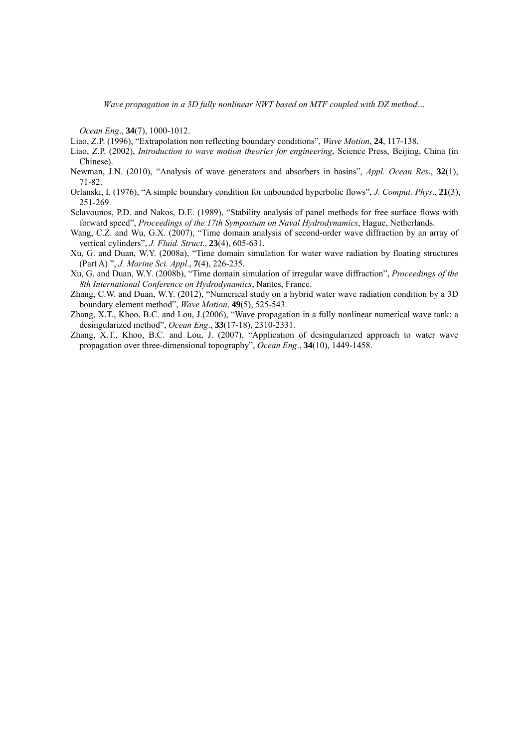*Ocean Eng*., **34**(7), 1000-1012.

Liao, Z.P. (1996), "Extrapolation non reflecting boundary conditions", *Wave Motion*, **24**, 117-138.

Liao, Z.P. (2002), *Introduction to wave motion theories for engineering*, Science Press, Beijing, China (in Chinese).

Newman, J.N. (2010), "Analysis of wave generators and absorbers in basins", *Appl. Ocean Res*., **32**(1), 71-82.

Orlanski, I. (1976), "A simple boundary condition for unbounded hyperbolic flows", *J. Comput. Phys*., **21**(3), 251-269.

Sclavounos, P.D. and Nakos, D.E. (1989), "Stability analysis of panel methods for free surface flows with forward speed", *Proceedings of the 17th Symposium on Naval Hydrodynamics*, Hague, Netherlands.

Wang, C.Z. and Wu, G.X. (2007), "Time domain analysis of second-order wave diffraction by an array of vertical cylinders", *J. Fluid. Struct*., **23**(4), 605-631.

Xu, G. and Duan, W.Y. (2008a), "Time domain simulation for water wave radiation by floating structures (Part A) ", *J. Marine Sci. Appl*., **7**(4), 226-235.

Xu, G. and Duan, W.Y. (2008b), "Time domain simulation of irregular wave diffraction", *Proceedings of the 8th International Conference on Hydrodynamics*, Nantes, France.

Zhang, C.W. and Duan, W.Y. (2012), "Numerical study on a hybrid water wave radiation condition by a 3D boundary element method", *Wave Motion*, **49**(5), 525-543.

Zhang, X.T., Khoo, B.C. and Lou, J.(2006), "Wave propagation in a fully nonlinear numerical wave tank: a desingularized method", *Ocean Eng*., **33**(17-18), 2310-2331.

Zhang, X.T., Khoo, B.C. and Lou, J. (2007), "Application of desingularized approach to water wave propagation over three-dimensional topography", *Ocean Eng*., **34**(10), 1449-1458.